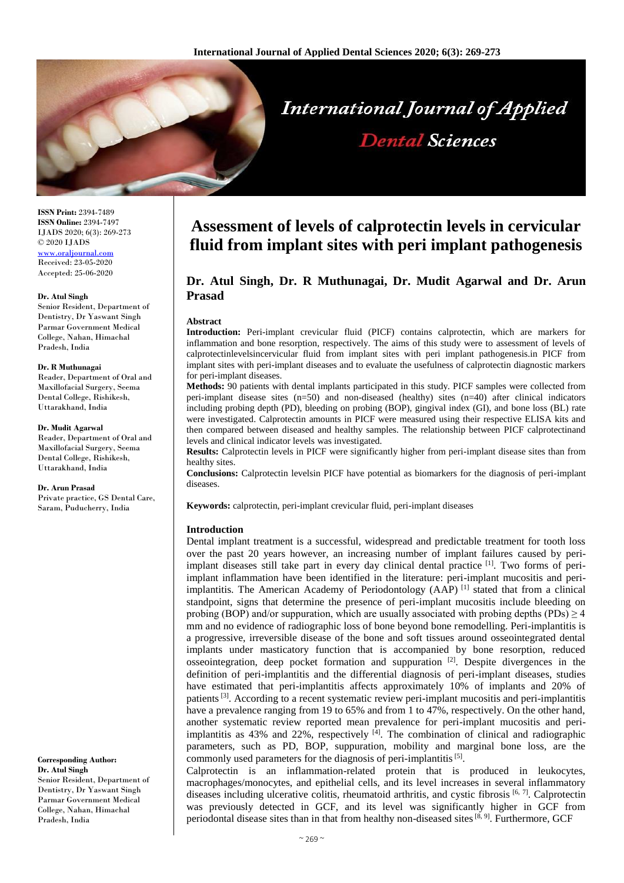# Assessment of levels of calprotectin levels in cervicular fluid from implant sites with peri implant pathogenesis

## Dr. Atul Singh, Dr. R Muthunagai, Dr. Mudit Agarwal and Dr. Arun Prasad

**ISSN Print:** 2394-7489
**ISSN Online:** 2394-7497
IJADS 2020; 6(3): 269-273
© 2020 IJADS
www.oraljournal.com
Received: 23-05-2020
Accepted: 25-06-2020

**Dr. Atul Singh**
Senior Resident, Department of Dentistry, Dr Yaswant Singh Parmar Government Medical College, Nahan, Himachal Pradesh, India

**Dr. R Muthunagai**
Reader, Department of Oral and Maxillofacial Surgery, Seema Dental College, Rishikesh, Uttarakhand, India

**Dr. Mudit Agarwal**
Reader, Department of Oral and Maxillofacial Surgery, Seema Dental College, Rishikesh, Uttarakhand, India

**Dr. Arun Prasad**
Private practice, GS Dental Care, Saram, Puducherry, India

**Corresponding Author:**
**Dr. Atul Singh**
Senior Resident, Department of Dentistry, Dr Yaswant Singh Parmar Government Medical College, Nahan, Himachal Pradesh, India

### Abstract

**Introduction:** Peri-implant crevicular fluid (PICF) contains calprotectin, which are markers for inflammation and bone resorption, respectively. The aims of this study were to assessment of levels of calprotectinlevelsincervicular fluid from implant sites with peri implant pathogenesis.in PICF from implant sites with peri-implant diseases and to evaluate the usefulness of calprotectin diagnostic markers for peri-implant diseases.

**Methods:** 90 patients with dental implants participated in this study. PICF samples were collected from peri-implant disease sites (n=50) and non-diseased (healthy) sites (n=40) after clinical indicators including probing depth (PD), bleeding on probing (BOP), gingival index (GI), and bone loss (BL) rate were investigated. Calprotectin amounts in PICF were measured using their respective ELISA kits and then compared between diseased and healthy samples. The relationship between PICF calprotectinand levels and clinical indicator levels was investigated.

**Results:** Calprotectin levels in PICF were significantly higher from peri-implant disease sites than from healthy sites.

**Conclusions:** Calprotectin levelsin PICF have potential as biomarkers for the diagnosis of peri-implant diseases.

**Keywords:** calprotectin, peri-implant crevicular fluid, peri-implant diseases

### Introduction

Dental implant treatment is a successful, widespread and predictable treatment for tooth loss over the past 20 years however, an increasing number of implant failures caused by peri-implant diseases still take part in every day clinical dental practice [1]. Two forms of peri-implant inflammation have been identified in the literature: peri-implant mucositis and peri-implantitis. The American Academy of Periodontology (AAP) [1] stated that from a clinical standpoint, signs that determine the presence of peri-implant mucositis include bleeding on probing (BOP) and/or suppuration, which are usually associated with probing depths (PDs) $\geq 4$ mm and no evidence of radiographic loss of bone beyond bone remodelling. Peri-implantitis is a progressive, irreversible disease of the bone and soft tissues around osseointegrated dental implants under masticatory function that is accompanied by bone resorption, reduced osseointegration, deep pocket formation and suppuration [2]. Despite divergences in the definition of peri-implantitis and the differential diagnosis of peri-implant diseases, studies have estimated that peri-implantitis affects approximately 10% of implants and 20% of patients [3]. According to a recent systematic review peri-implant mucositis and peri-implantitis have a prevalence ranging from 19 to 65% and from 1 to 47%, respectively. On the other hand, another systematic review reported mean prevalence for peri-implant mucositis and peri-implantitis as 43% and 22%, respectively [4]. The combination of clinical and radiographic parameters, such as PD, BOP, suppuration, mobility and marginal bone loss, are the commonly used parameters for the diagnosis of peri-implantitis [5].

Calprotectin is an inflammation-related protein that is produced in leukocytes, macrophages/monocytes, and epithelial cells, and its level increases in several inflammatory diseases including ulcerative colitis, rheumatoid arthritis, and cystic fibrosis [6, 7]. Calprotectin was previously detected in GCF, and its level was significantly higher in GCF from periodontal disease sites than in that from healthy non-diseased sites [8, 9]. Furthermore, GCF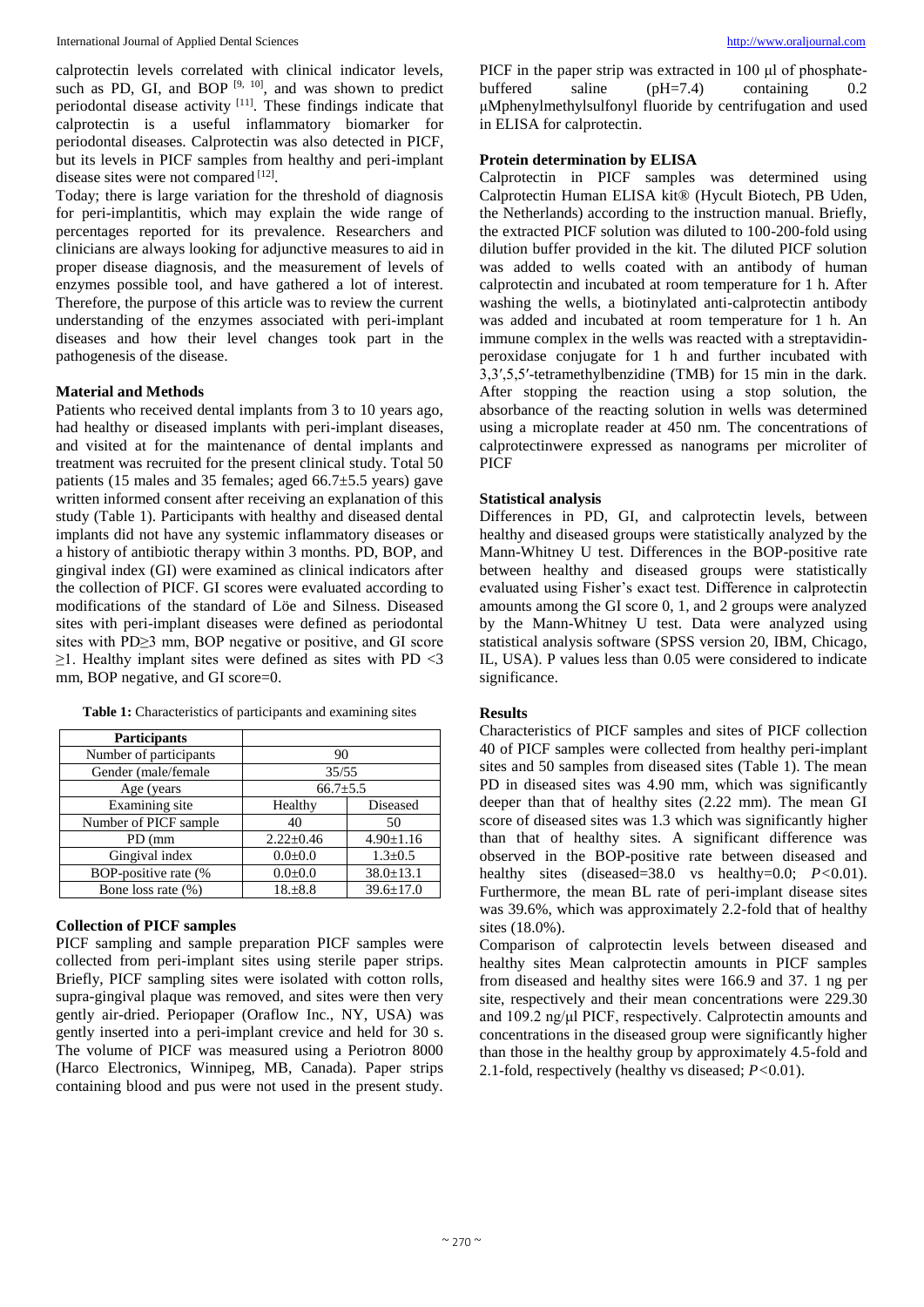calprotectin levels correlated with clinical indicator levels, such as PD, GI, and BOP [9, 10], and was shown to predict periodontal disease activity [11]. These findings indicate that calprotectin is a useful inflammatory biomarker for periodontal diseases. Calprotectin was also detected in PICF, but its levels in PICF samples from healthy and peri-implant disease sites were not compared [12].

Today; there is large variation for the threshold of diagnosis for peri-implantitis, which may explain the wide range of percentages reported for its prevalence. Researchers and clinicians are always looking for adjunctive measures to aid in proper disease diagnosis, and the measurement of levels of enzymes possible tool, and have gathered a lot of interest. Therefore, the purpose of this article was to review the current understanding of the enzymes associated with peri-implant diseases and how their level changes took part in the pathogenesis of the disease.

## Material and Methods

Patients who received dental implants from 3 to 10 years ago, had healthy or diseased implants with peri-implant diseases, and visited at for the maintenance of dental implants and treatment was recruited for the present clinical study. Total 50 patients (15 males and 35 females; aged 66.7±5.5 years) gave written informed consent after receiving an explanation of this study (Table 1). Participants with healthy and diseased dental implants did not have any systemic inflammatory diseases or a history of antibiotic therapy within 3 months. PD, BOP, and gingival index (GI) were examined as clinical indicators after the collection of PICF. GI scores were evaluated according to modifications of the standard of Löe and Silness. Diseased sites with peri-implant diseases were defined as periodontal sites with PD≥3 mm, BOP negative or positive, and GI score ≥1. Healthy implant sites were defined as sites with PD <3 mm, BOP negative, and GI score=0.

**Table 1:** Characteristics of participants and examining sites

| Participants | | |
|---|---|---|
| Number of participants | 90 | |
| Gender (male/female | 35/55 | |
| Age (years | 66.7±5.5 | |
| Examining site | Healthy | Diseased |
| Number of PICF sample | 40 | 50 |
| PD (mm | 2.22±0.46 | 4.90±1.16 |
| Gingival index | 0.0±0.0 | 1.3±0.5 |
| BOP-positive rate (% | 0.0±0.0 | 38.0±13.1 |
| Bone loss rate (%) | 18.±8.8 | 39.6±17.0 |

### Collection of PICF samples

PICF sampling and sample preparation PICF samples were collected from peri-implant sites using sterile paper strips. Briefly, PICF sampling sites were isolated with cotton rolls, supra-gingival plaque was removed, and sites were then very gently air-dried. Periopaper (Oraflow Inc., NY, USA) was gently inserted into a peri-implant crevice and held for 30 s. The volume of PICF was measured using a Periotron 8000 (Harco Electronics, Winnipeg, MB, Canada). Paper strips containing blood and pus were not used in the present study. PICF in the paper strip was extracted in 100 μl of phosphate-buffered saline (pH=7.4) containing 0.2 μMphenylmethylsulfonyl fluoride by centrifugation and used in ELISA for calprotectin.

### Protein determination by ELISA

Calprotectin in PICF samples was determined using Calprotectin Human ELISA kit® (Hycult Biotech, PB Uden, the Netherlands) according to the instruction manual. Briefly, the extracted PICF solution was diluted to 100-200-fold using dilution buffer provided in the kit. The diluted PICF solution was added to wells coated with an antibody of human calprotectin and incubated at room temperature for 1 h. After washing the wells, a biotinylated anti-calprotectin antibody was added and incubated at room temperature for 1 h. An immune complex in the wells was reacted with a streptavidin-peroxidase conjugate for 1 h and further incubated with 3,3′,5,5′-tetramethylbenzidine (TMB) for 15 min in the dark. After stopping the reaction using a stop solution, the absorbance of the reacting solution in wells was determined using a microplate reader at 450 nm. The concentrations of calprotectinwere expressed as nanograms per microliter of PICF

### Statistical analysis

Differences in PD, GI, and calprotectin levels, between healthy and diseased groups were statistically analyzed by the Mann-Whitney U test. Differences in the BOP-positive rate between healthy and diseased groups were statistically evaluated using Fisher's exact test. Difference in calprotectin amounts among the GI score 0, 1, and 2 groups were analyzed by the Mann-Whitney U test. Data were analyzed using statistical analysis software (SPSS version 20, IBM, Chicago, IL, USA). P values less than 0.05 were considered to indicate significance.

## Results

Characteristics of PICF samples and sites of PICF collection 40 of PICF samples were collected from healthy peri-implant sites and 50 samples from diseased sites (Table 1). The mean PD in diseased sites was 4.90 mm, which was significantly deeper than that of healthy sites (2.22 mm). The mean GI score of diseased sites was 1.3 which was significantly higher than that of healthy sites. A significant difference was observed in the BOP-positive rate between diseased and healthy sites (diseased=38.0 vs healthy=0.0; $P<0.01$). Furthermore, the mean BL rate of peri-implant disease sites was 39.6%, which was approximately 2.2-fold that of healthy sites (18.0%).

Comparison of calprotectin levels between diseased and healthy sites Mean calprotectin amounts in PICF samples from diseased and healthy sites were 166.9 and 37. 1 ng per site, respectively and their mean concentrations were 229.30 and 109.2 ng/μl PICF, respectively. Calprotectin amounts and concentrations in the diseased group were significantly higher than those in the healthy group by approximately 4.5-fold and 2.1-fold, respectively (healthy vs diseased; $P<0.01$).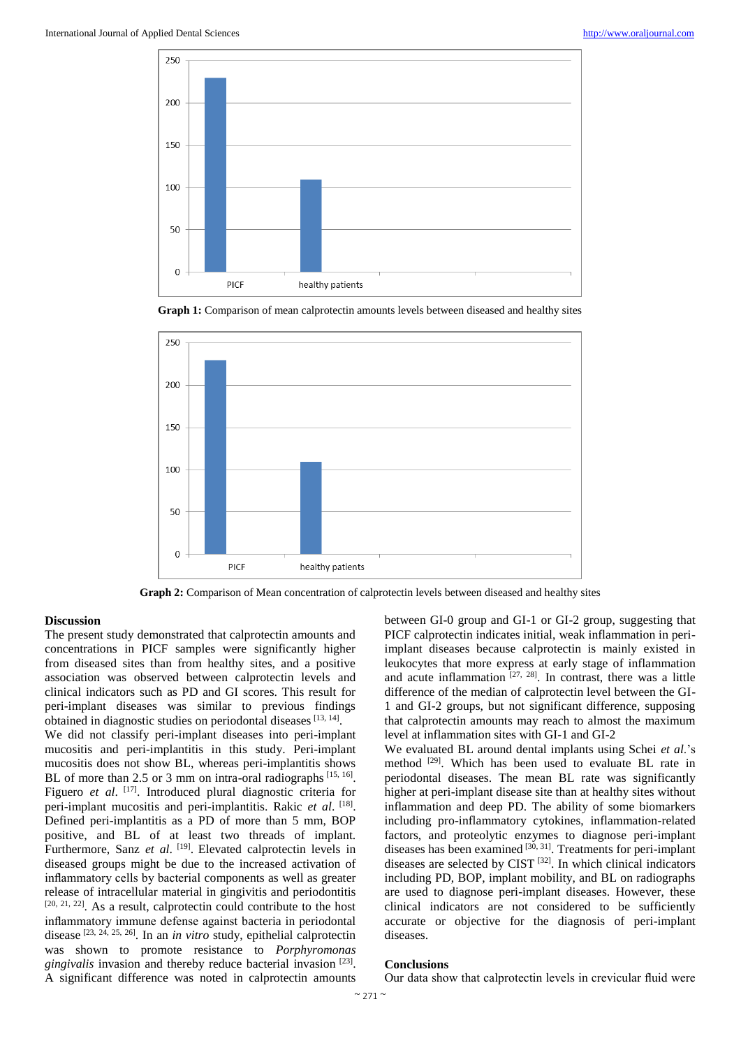Graph 1: Comparison of mean calprotectin amounts levels between diseased and healthy sites

Graph 2: Comparison of Mean concentration of calprotectin levels between diseased and healthy sites

## Discussion

The present study demonstrated that calprotectin amounts and concentrations in PICF samples were significantly higher from diseased sites than from healthy sites, and a positive association was observed between calprotectin levels and clinical indicators such as PD and GI scores. This result for peri-implant diseases was similar to previous findings obtained in diagnostic studies on periodontal diseases [13, 14].

We did not classify peri-implant diseases into peri-implant mucositis and peri-implantitis in this study. Peri-implant mucositis does not show BL, whereas peri-implantitis shows BL of more than 2.5 or 3 mm on intra-oral radiographs [15, 16]. Figuero *et al.* [17]. Introduced plural diagnostic criteria for peri-implant mucositis and peri-implantitis. Rakic *et al.* [18]. Defined peri-implantitis as a PD of more than 5 mm, BOP positive, and BL of at least two threads of implant. Furthermore, Sanz *et al.* [19]. Elevated calprotectin levels in diseased groups might be due to the increased activation of inflammatory cells by bacterial components as well as greater release of intracellular material in gingivitis and periodontitis [20, 21, 22]. As a result, calprotectin could contribute to the host inflammatory immune defense against bacteria in periodontal disease [23, 24, 25, 26]. In an *in vitro* study, epithelial calprotectin was shown to promote resistance to *Porphyromonas gingivalis* invasion and thereby reduce bacterial invasion [23].

A significant difference was noted in calprotectin amounts between GI-0 group and GI-1 or GI-2 group, suggesting that PICF calprotectin indicates initial, weak inflammation in peri-implant diseases because calprotectin is mainly existed in leukocytes that more express at early stage of inflammation and acute inflammation [27, 28]. In contrast, there was a little difference of the median of calprotectin level between the GI-1 and GI-2 groups, but not significant difference, supposing that calprotectin amounts may reach to almost the maximum level at inflammation sites with GI-1 and GI-2

We evaluated BL around dental implants using Schei *et al.*'s method [29]. Which has been used to evaluate BL rate in periodontal diseases. The mean BL rate was significantly higher at peri-implant disease site than at healthy sites without inflammation and deep PD. The ability of some biomarkers including pro-inflammatory cytokines, inflammation-related factors, and proteolytic enzymes to diagnose peri-implant diseases has been examined [30, 31]. Treatments for peri-implant diseases are selected by CIST [32]. In which clinical indicators including PD, BOP, implant mobility, and BL on radiographs are used to diagnose peri-implant diseases. However, these clinical indicators are not considered to be sufficiently accurate or objective for the diagnosis of peri-implant diseases.

## Conclusions

Our data show that calprotectin levels in crevicular fluid were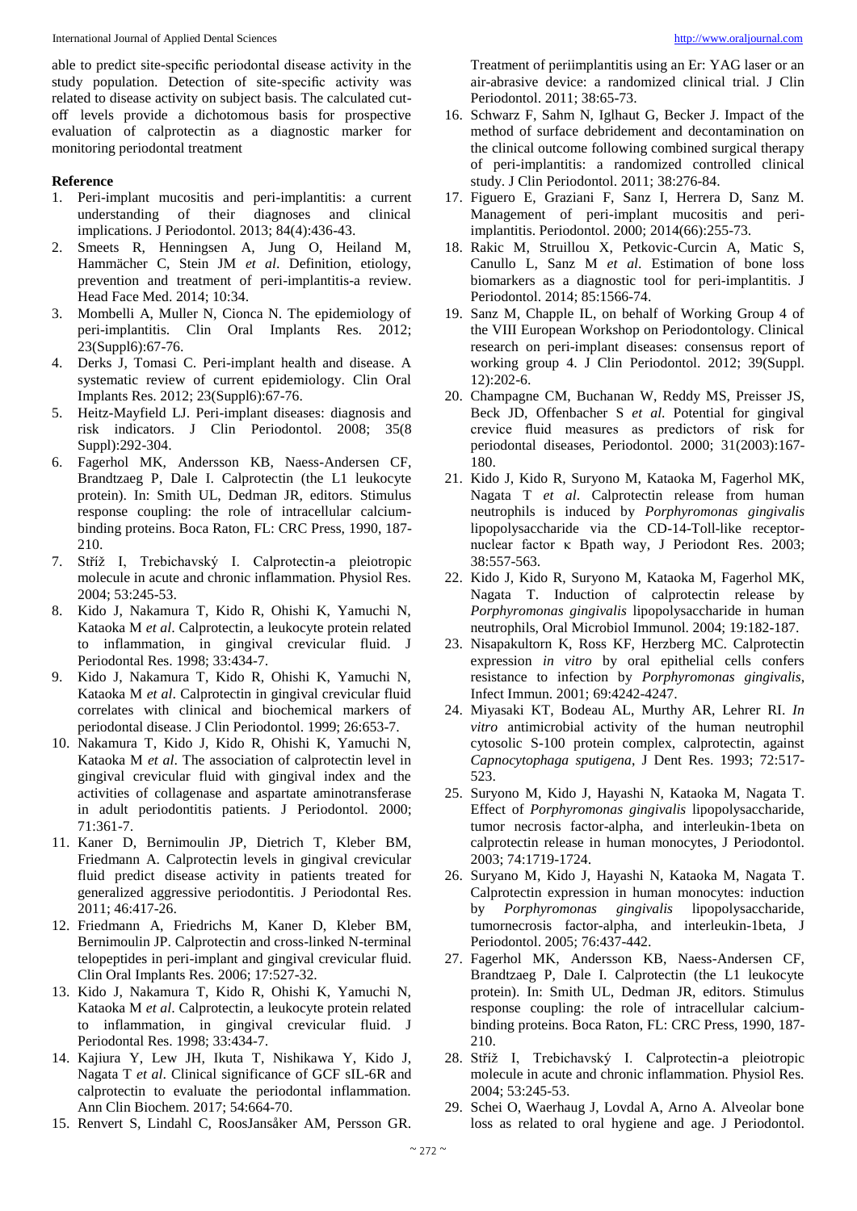able to predict site-specific periodontal disease activity in the study population. Detection of site-specific activity was related to disease activity on subject basis. The calculated cut-off levels provide a dichotomous basis for prospective evaluation of calprotectin as a diagnostic marker for monitoring periodontal treatment

**Reference**

1. Peri-implant mucositis and peri-implantitis: a current understanding of their diagnoses and clinical implications. J Periodontol. 2013; 84(4):436-43.
2. Smeets R, Henningsen A, Jung O, Heiland M, Hammächer C, Stein JM *et al*. Definition, etiology, prevention and treatment of peri-implantitis-a review. Head Face Med. 2014; 10:34.
3. Mombelli A, Muller N, Cionca N. The epidemiology of peri-implantitis. Clin Oral Implants Res. 2012; 23(Suppl6):67-76.
4. Derks J, Tomasi C. Peri-implant health and disease. A systematic review of current epidemiology. Clin Oral Implants Res. 2012; 23(Suppl6):67-76.
5. Heitz-Mayfield LJ. Peri-implant diseases: diagnosis and risk indicators. J Clin Periodontol. 2008; 35(8 Suppl):292-304.
6. Fagerhol MK, Andersson KB, Naess-Andersen CF, Brandtzaeg P, Dale I. Calprotectin (the L1 leukocyte protein). In: Smith UL, Dedman JR, editors. Stimulus response coupling: the role of intracellular calcium-binding proteins. Boca Raton, FL: CRC Press, 1990, 187-210.
7. Stříž I, Trebichavský I. Calprotectin-a pleiotropic molecule in acute and chronic inflammation. Physiol Res. 2004; 53:245-53.
8. Kido J, Nakamura T, Kido R, Ohishi K, Yamuchi N, Kataoka M *et al*. Calprotectin, a leukocyte protein related to inflammation, in gingival crevicular fluid. J Periodontal Res. 1998; 33:434-7.
9. Kido J, Nakamura T, Kido R, Ohishi K, Yamuchi N, Kataoka M *et al*. Calprotectin in gingival crevicular fluid correlates with clinical and biochemical markers of periodontal disease. J Clin Periodontol. 1999; 26:653-7.
10. Nakamura T, Kido J, Kido R, Ohishi K, Yamuchi N, Kataoka M *et al*. The association of calprotectin level in gingival crevicular fluid with gingival index and the activities of collagenase and aspartate aminotransferase in adult periodontitis patients. J Periodontol. 2000; 71:361-7.
11. Kaner D, Bernimoulin JP, Dietrich T, Kleber BM, Friedmann A. Calprotectin levels in gingival crevicular fluid predict disease activity in patients treated for generalized aggressive periodontitis. J Periodontal Res. 2011; 46:417-26.
12. Friedmann A, Friedrichs M, Kaner D, Kleber BM, Bernimoulin JP. Calprotectin and cross-linked N-terminal telopeptides in peri-implant and gingival crevicular fluid. Clin Oral Implants Res. 2006; 17:527-32.
13. Kido J, Nakamura T, Kido R, Ohishi K, Yamuchi N, Kataoka M *et al*. Calprotectin, a leukocyte protein related to inflammation, in gingival crevicular fluid. J Periodontal Res. 1998; 33:434-7.
14. Kajiura Y, Lew JH, Ikuta T, Nishikawa Y, Kido J, Nagata T *et al*. Clinical significance of GCF sIL-6R and calprotectin to evaluate the periodontal inflammation. Ann Clin Biochem. 2017; 54:664-70.
15. Renvert S, Lindahl C, RoosJansåker AM, Persson GR. Treatment of periimplantitis using an Er: YAG laser or an air-abrasive device: a randomized clinical trial. J Clin Periodontol. 2011; 38:65-73.
16. Schwarz F, Sahm N, Iglhaut G, Becker J. Impact of the method of surface debridement and decontamination on the clinical outcome following combined surgical therapy of peri-implantitis: a randomized controlled clinical study. J Clin Periodontol. 2011; 38:276-84.
17. Figuero E, Graziani F, Sanz I, Herrera D, Sanz M. Management of peri-implant mucositis and peri-implantitis. Periodontol. 2000; 2014(66):255-73.
18. Rakic M, Struillou X, Petkovic-Curcin A, Matic S, Canullo L, Sanz M *et al*. Estimation of bone loss biomarkers as a diagnostic tool for peri-implantitis. J Periodontol. 2014; 85:1566-74.
19. Sanz M, Chapple IL, on behalf of Working Group 4 of the VIII European Workshop on Periodontology. Clinical research on peri-implant diseases: consensus report of working group 4. J Clin Periodontol. 2012; 39(Suppl. 12):202-6.
20. Champagne CM, Buchanan W, Reddy MS, Preisser JS, Beck JD, Offenbacher S *et al*. Potential for gingival crevice fluid measures as predictors of risk for periodontal diseases, Periodontol. 2000; 31(2003):167-180.
21. Kido J, Kido R, Suryono M, Kataoka M, Fagerhol MK, Nagata T *et al*. Calprotectin release from human neutrophils is induced by *Porphyromonas gingivalis* lipopolysaccharide via the CD-14-Toll-like receptor-nuclear factor κ Bpath way, J Periodont Res. 2003; 38:557-563.
22. Kido J, Kido R, Suryono M, Kataoka M, Fagerhol MK, Nagata T. Induction of calprotectin release by *Porphyromonas gingivalis* lipopolysaccharide in human neutrophils, Oral Microbiol Immunol. 2004; 19:182-187.
23. Nisapakultorn K, Ross KF, Herzberg MC. Calprotectin expression *in vitro* by oral epithelial cells confers resistance to infection by *Porphyromonas gingivalis*, Infect Immun. 2001; 69:4242-4247.
24. Miyasaki KT, Bodeau AL, Murthy AR, Lehrer RI. *In vitro* antimicrobial activity of the human neutrophil cytosolic S-100 protein complex, calprotectin, against *Capnocytophaga sputigena*, J Dent Res. 1993; 72:517-523.
25. Suryono M, Kido J, Hayashi N, Kataoka M, Nagata T. Effect of *Porphyromonas gingivalis* lipopolysaccharide, tumor necrosis factor-alpha, and interleukin-1beta on calprotectin release in human monocytes, J Periodontol. 2003; 74:1719-1724.
26. Suryano M, Kido J, Hayashi N, Kataoka M, Nagata T. Calprotectin expression in human monocytes: induction by *Porphyromonas gingivalis* lipopolysaccharide, tumornecrosis factor-alpha, and interleukin-1beta, J Periodontol. 2005; 76:437-442.
27. Fagerhol MK, Andersson KB, Naess-Andersen CF, Brandtzaeg P, Dale I. Calprotectin (the L1 leukocyte protein). In: Smith UL, Dedman JR, editors. Stimulus response coupling: the role of intracellular calcium-binding proteins. Boca Raton, FL: CRC Press, 1990, 187-210.
28. Stříž I, Trebichavský I. Calprotectin-a pleiotropic molecule in acute and chronic inflammation. Physiol Res. 2004; 53:245-53.
29. Schei O, Waerhaug J, Lovdal A, Arno A. Alveolar bone loss as related to oral hygiene and age. J Periodontol.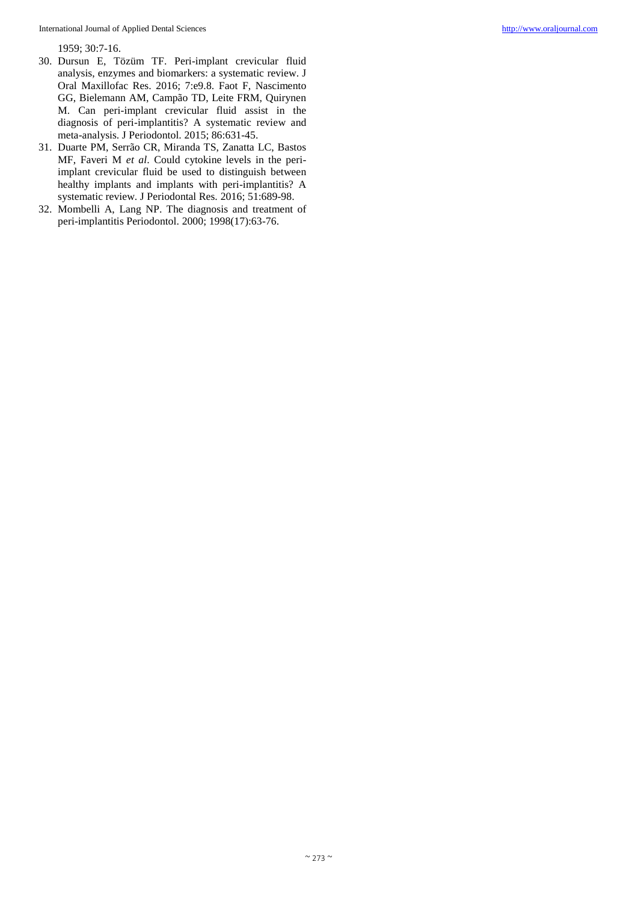1959; 30:7-16.

30. Dursun E, Tözüm TF. Peri-implant crevicular fluid analysis, enzymes and biomarkers: a systematic review. J Oral Maxillofac Res. 2016; 7:e9.8. Faot F, Nascimento GG, Bielemann AM, Campão TD, Leite FRM, Quirynen M. Can peri-implant crevicular fluid assist in the diagnosis of peri-implantitis? A systematic review and meta-analysis. J Periodontol. 2015; 86:631-45.
31. Duarte PM, Serrão CR, Miranda TS, Zanatta LC, Bastos MF, Faveri M *et al*. Could cytokine levels in the peri-implant crevicular fluid be used to distinguish between healthy implants and implants with peri-implantitis? A systematic review. J Periodontal Res. 2016; 51:689-98.
32. Mombelli A, Lang NP. The diagnosis and treatment of peri-implantitis Periodontol. 2000; 1998(17):63-76.